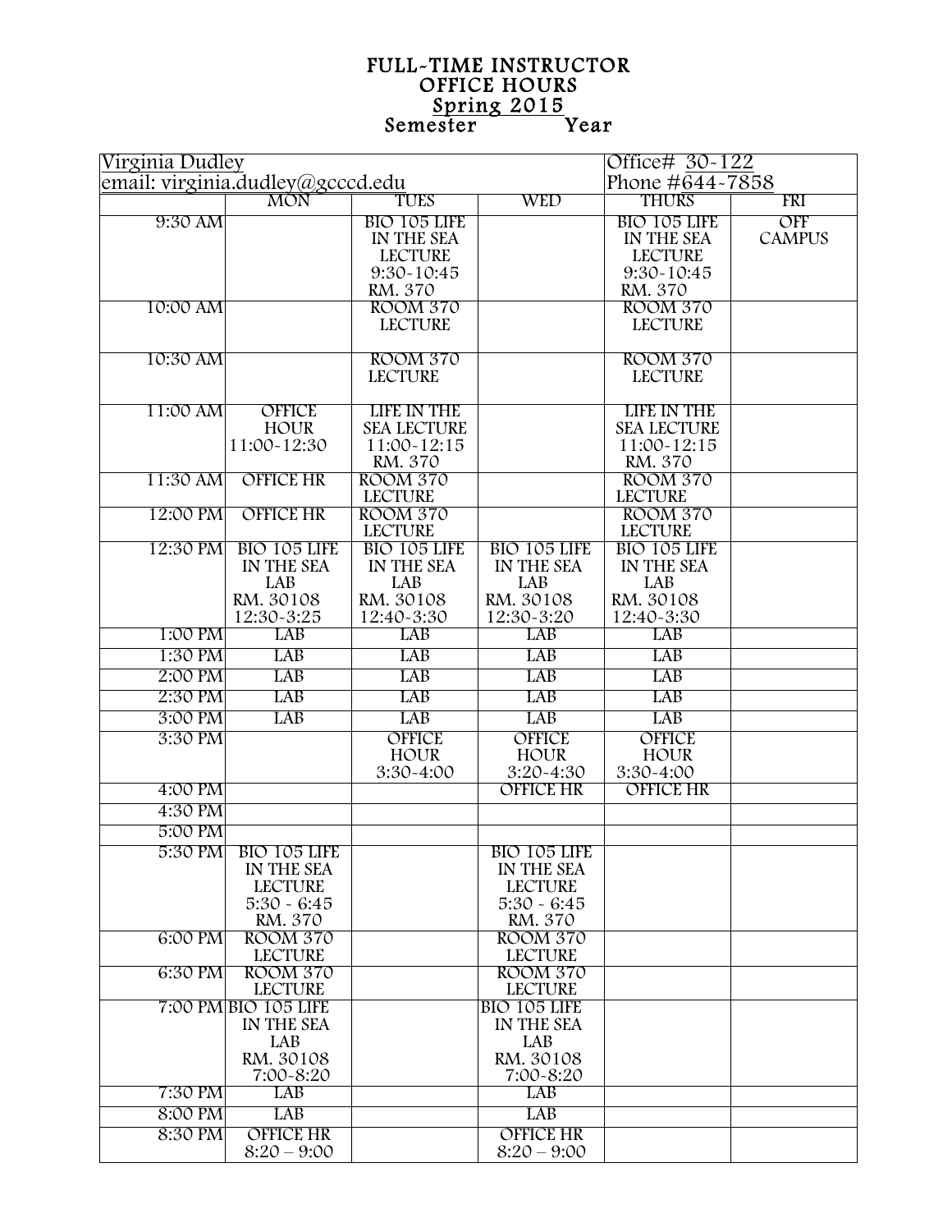# FULL-TIME INSTRUCTOR OFFICE HOURS

**Spring 2015**
Semester Year

| Virginia Dudley<br>email: virginia.dudley@gcccd.edu | | | | Office# 30-122<br>Phone #644-7858 | |
|---|---|---|---|---|---|
| | MON | TUES | WED | THURS | FRI |
| 9:30 AM | | BIO 105 LIFE IN THE SEA LECTURE 9:30-10:45 RM. 370 | | BIO 105 LIFE IN THE SEA LECTURE 9:30-10:45 RM. 370 | OFF CAMPUS |
| 10:00 AM | | ROOM 370 LECTURE | | ROOM 370 LECTURE | |
| 10:30 AM | | ROOM 370 LECTURE | | ROOM 370 LECTURE | |
| 11:00 AM | OFFICE HOUR 11:00-12:30 | LIFE IN THE SEA LECTURE 11:00-12:15 RM. 370 | | LIFE IN THE SEA LECTURE 11:00-12:15 RM. 370 | |
| 11:30 AM | OFFICE HR | ROOM 370 LECTURE | | ROOM 370 LECTURE | |
| 12:00 PM | OFFICE HR | ROOM 370 LECTURE | | ROOM 370 LECTURE | |
| 12:30 PM | BIO 105 LIFE IN THE SEA LAB RM. 30108 12:30-3:25 | BIO 105 LIFE IN THE SEA LAB RM. 30108 12:40-3:30 | BIO 105 LIFE IN THE SEA LAB RM. 30108 12:30-3:20 | BIO 105 LIFE IN THE SEA LAB RM. 30108 12:40-3:30 | |
| 1:00 PM | LAB | LAB | LAB | LAB | |
| 1:30 PM | LAB | LAB | LAB | LAB | |
| 2:00 PM | LAB | LAB | LAB | LAB | |
| 2:30 PM | LAB | LAB | LAB | LAB | |
| 3:00 PM | LAB | LAB | LAB | LAB | |
| 3:30 PM | | OFFICE HOUR 3:30-4:00 | OFFICE HOUR 3:20-4:30 | OFFICE HOUR 3:30-4:00 | |
| 4:00 PM | | | OFFICE HR | OFFICE HR | |
| 4:30 PM | | | | | |
| 5:00 PM | | | | | |
| 5:30 PM | BIO 105 LIFE IN THE SEA LECTURE 5:30 - 6:45 RM. 370 | | BIO 105 LIFE IN THE SEA LECTURE 5:30 - 6:45 RM. 370 | | |
| 6:00 PM | ROOM 370 LECTURE | | ROOM 370 LECTURE | | |
| 6:30 PM | ROOM 370 LECTURE | | ROOM 370 LECTURE | | |
| 7:00 PM | BIO 105 LIFE IN THE SEA LAB RM. 30108 7:00-8:20 | | BIO 105 LIFE IN THE SEA LAB RM. 30108 7:00-8:20 | | |
| 7:30 PM | LAB | | LAB | | |
| 8:00 PM | LAB | | LAB | | |
| 8:30 PM | OFFICE HR 8:20 – 9:00 | | OFFICE HR 8:20 – 9:00 | | |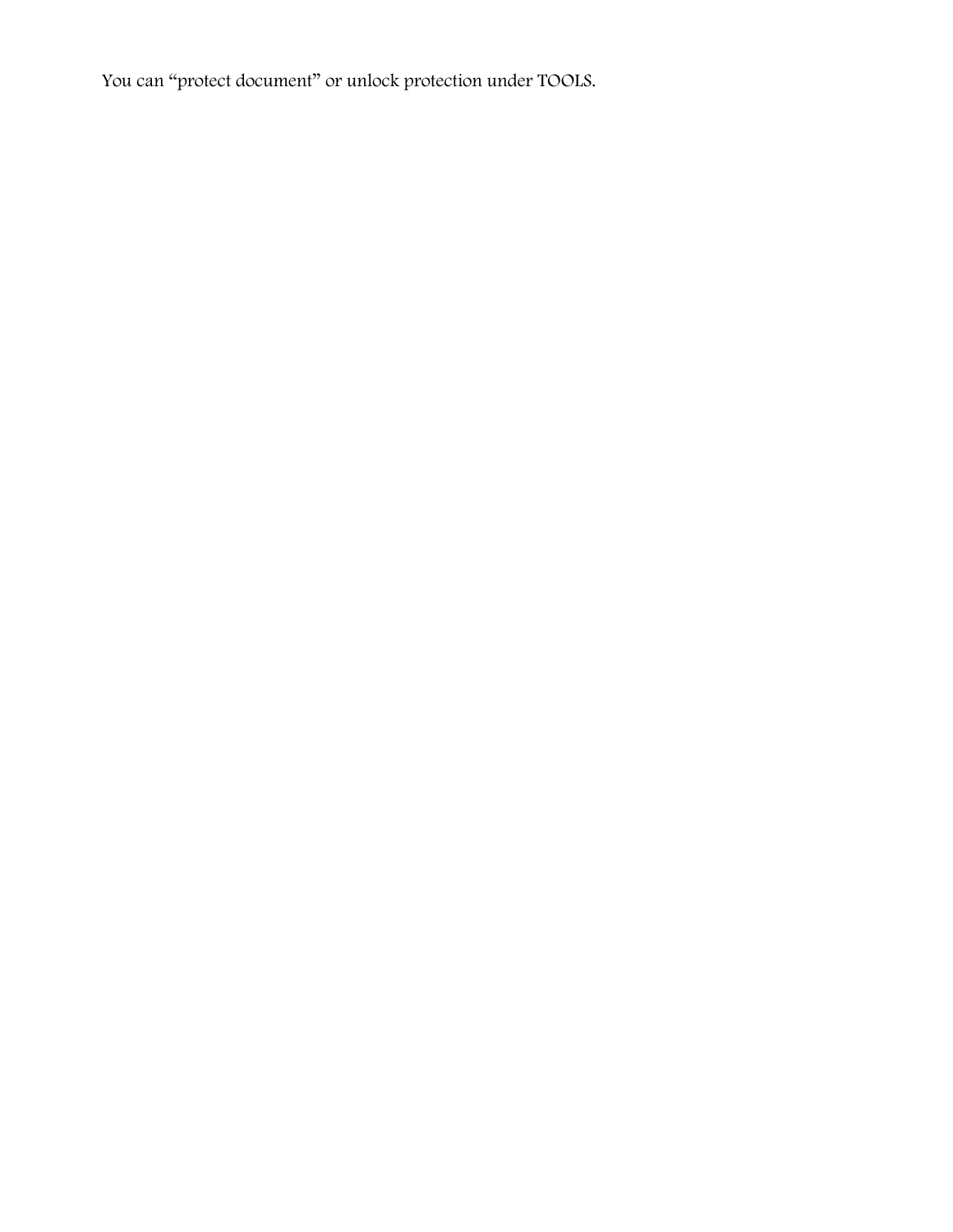You can "protect document" or unlock protection under TOOLS.